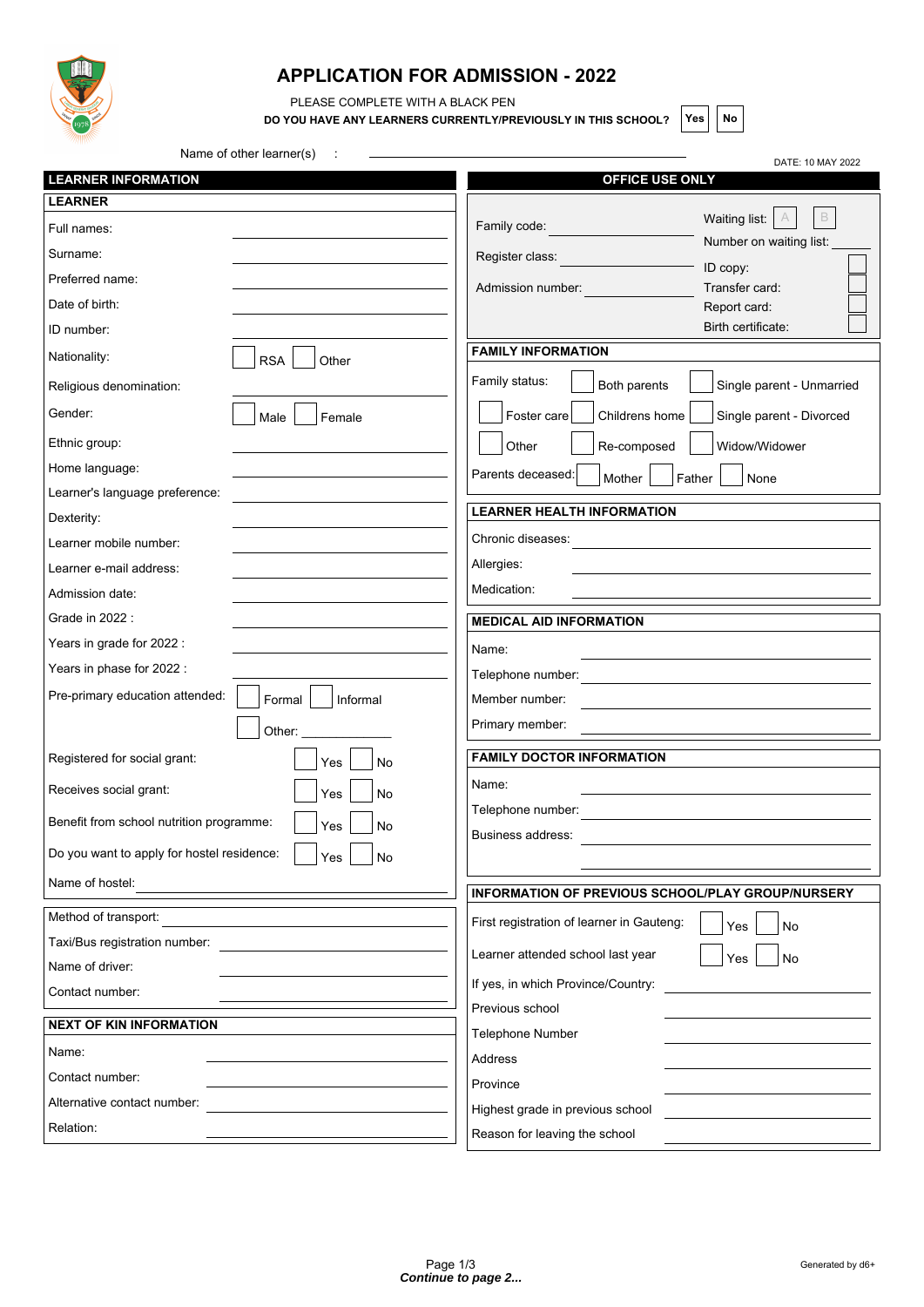# APPLICATION FOR ADMISSION - 2022

PLEASE COMPLETE WITH A BLACK PEN

**DO YOU HAVE ANY LEARNERS CURRENTLY/PREVIOUSLY IN THIS SCHOOL?** ☐ Yes ☐ No

Name of other learner(s) : ______________________

DATE: 10 MAY 2022

## LEARNER INFORMATION

### LEARNER

Full names: ______________________

Surname: ______________________

Preferred name: ______________________

Date of birth: ______________________

ID number: ______________________

Nationality: ☐ RSA ☐ Other

Religious denomination: ______________________

Gender: ☐ Male ☐ Female

Ethnic group: ______________________

Home language: ______________________

Learner's language preference: ______________________

Dexterity: ______________________

Learner mobile number: ______________________

Learner e-mail address: ______________________

Admission date: ______________________

Grade in 2022 : ______________________

Years in grade for 2022 : ______________________

Years in phase for 2022 : ______________________

Pre-primary education attended: ☐ Formal ☐ Informal ☐ Other: __________

Registered for social grant: ☐ Yes ☐ No

Receives social grant: ☐ Yes ☐ No

Benefit from school nutrition programme: ☐ Yes ☐ No

Do you want to apply for hostel residence: ☐ Yes ☐ No

Name of hostel: ______________________

Method of transport: ______________________

Taxi/Bus registration number: ______________________

Name of driver: ______________________

Contact number: ______________________

### NEXT OF KIN INFORMATION

Name: ______________________

Contact number: ______________________

Alternative contact number: ______________________

Relation: ______________________

## OFFICE USE ONLY

Family code: ______________________

Register class: ______________________

Admission number: ______________________

Waiting list: ☐ A ☐ B

Number on waiting list: ______

ID copy: ☐

Transfer card: ☐

Report card: ☐

Birth certificate: ☐

### FAMILY INFORMATION

Family status: ☐ Both parents ☐ Single parent - Unmarried ☐ Foster care ☐ Childrens home ☐ Single parent - Divorced ☐ Other ☐ Re-composed ☐ Widow/Widower

Parents deceased: ☐ Mother ☐ Father ☐ None

### LEARNER HEALTH INFORMATION

Chronic diseases: ______________________

Allergies: ______________________

Medication: ______________________

### MEDICAL AID INFORMATION

Name: ______________________

Telephone number: ______________________

Member number: ______________________

Primary member: ______________________

### FAMILY DOCTOR INFORMATION

Name: ______________________

Telephone number: ______________________

Business address: ______________________

______________________

### INFORMATION OF PREVIOUS SCHOOL/PLAY GROUP/NURSERY

First registration of learner in Gauteng: ☐ Yes ☐ No

Learner attended school last year ☐ Yes ☐ No

If yes, in which Province/Country: ______________________

Previous school ______________________

Telephone Number ______________________

Address ______________________

Province ______________________

Highest grade in previous school ______________________

Reason for leaving the school ______________________

Generated by d6+

***Continue to page 2...***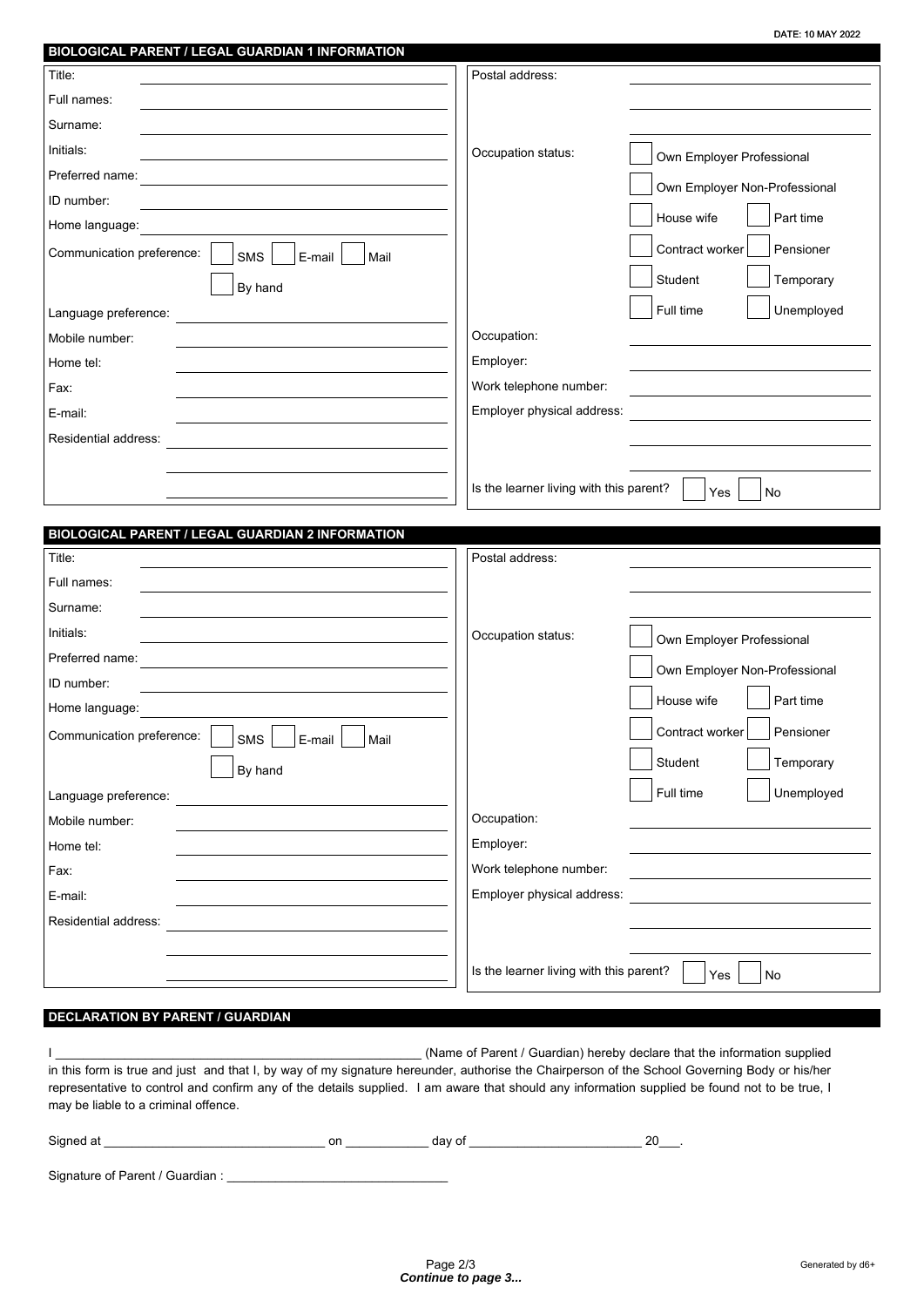DATE: 10 MAY 2022

## BIOLOGICAL PARENT / LEGAL GUARDIAN 1 INFORMATION

Title: ______________________

Full names: ______________________

Surname: ______________________

Initials: ______________________

Preferred name: ______________________

ID number: ______________________

Home language: ______________________

Communication preference: ☐ SMS ☐ E-mail ☐ Mail ☐ By hand

Language preference: ______________________

Mobile number: ______________________

Home tel: ______________________

Fax: ______________________

E-mail: ______________________

Residential address: ______________________

Postal address: ______________________

Occupation status: ☐ Own Employer Professional ☐ Own Employer Non-Professional ☐ House wife ☐ Part time ☐ Contract worker ☐ Pensioner ☐ Student ☐ Temporary ☐ Full time ☐ Unemployed

Occupation: ______________________

Employer: ______________________

Work telephone number: ______________________

Employer physical address: ______________________

Is the learner living with this parent? ☐ Yes ☐ No

## BIOLOGICAL PARENT / LEGAL GUARDIAN 2 INFORMATION

Title: ______________________

Full names: ______________________

Surname: ______________________

Initials: ______________________

Preferred name: ______________________

ID number: ______________________

Home language: ______________________

Communication preference: ☐ SMS ☐ E-mail ☐ Mail ☐ By hand

Language preference: ______________________

Mobile number: ______________________

Home tel: ______________________

Fax: ______________________

E-mail: ______________________

Residential address: ______________________

Postal address: ______________________

Occupation status: ☐ Own Employer Professional ☐ Own Employer Non-Professional ☐ House wife ☐ Part time ☐ Contract worker ☐ Pensioner ☐ Student ☐ Temporary ☐ Full time ☐ Unemployed

Occupation: ______________________

Employer: ______________________

Work telephone number: ______________________

Employer physical address: ______________________

Is the learner living with this parent? ☐ Yes ☐ No

## DECLARATION BY PARENT / GUARDIAN

I ______________________________________________________ (Name of Parent / Guardian) hereby declare that the information supplied in this form is true and just and that I, by way of my signature hereunder, authorise the Chairperson of the School Governing Body or his/her representative to control and confirm any of the details supplied. I am aware that should any information supplied be found not to be true, I may be liable to a criminal offence.

Signed at ________________________________ on ____________ day of ________________________ 20___.

Signature of Parent / Guardian : ________________________________

*Continue to page 3...*

Generated by d6+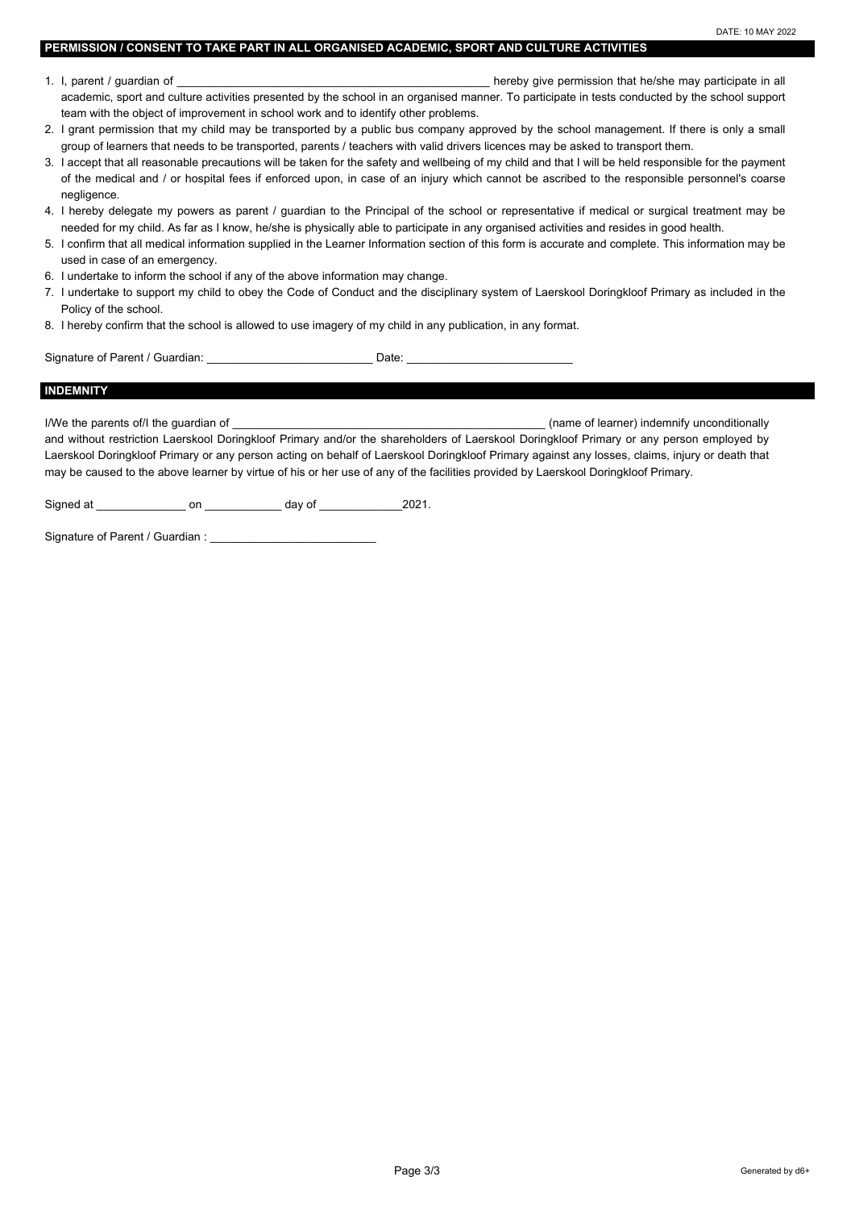DATE: 10 MAY 2022

## PERMISSION / CONSENT TO TAKE PART IN ALL ORGANISED ACADEMIC, SPORT AND CULTURE ACTIVITIES

1. I, parent / guardian of _________________________________________________ hereby give permission that he/she may participate in all academic, sport and culture activities presented by the school in an organised manner. To participate in tests conducted by the school support team with the object of improvement in school work and to identify other problems.
2. I grant permission that my child may be transported by a public bus company approved by the school management. If there is only a small group of learners that needs to be transported, parents / teachers with valid drivers licences may be asked to transport them.
3. I accept that all reasonable precautions will be taken for the safety and wellbeing of my child and that I will be held responsible for the payment of the medical and / or hospital fees if enforced upon, in case of an injury which cannot be ascribed to the responsible personnel's coarse negligence.
4. I hereby delegate my powers as parent / guardian to the Principal of the school or representative if medical or surgical treatment may be needed for my child. As far as I know, he/she is physically able to participate in any organised activities and resides in good health.
5. I confirm that all medical information supplied in the Learner Information section of this form is accurate and complete. This information may be used in case of an emergency.
6. I undertake to inform the school if any of the above information may change.
7. I undertake to support my child to obey the Code of Conduct and the disciplinary system of Laerskool Doringkloof Primary as included in the Policy of the school.
8. I hereby confirm that the school is allowed to use imagery of my child in any publication, in any format.

Signature of Parent / Guardian: __________________________ Date: __________________________

## INDEMNITY

I/We the parents of/I the guardian of _________________________________________________ (name of learner) indemnify unconditionally and without restriction Laerskool Doringkloof Primary and/or the shareholders of Laerskool Doringkloof Primary or any person employed by Laerskool Doringkloof Primary or any person acting on behalf of Laerskool Doringkloof Primary against any losses, claims, injury or death that may be caused to the above learner by virtue of his or her use of any of the facilities provided by Laerskool Doringkloof Primary.

Signed at ______________ on ____________ day of _____________2021.

Signature of Parent / Guardian : __________________________

Generated by d6+